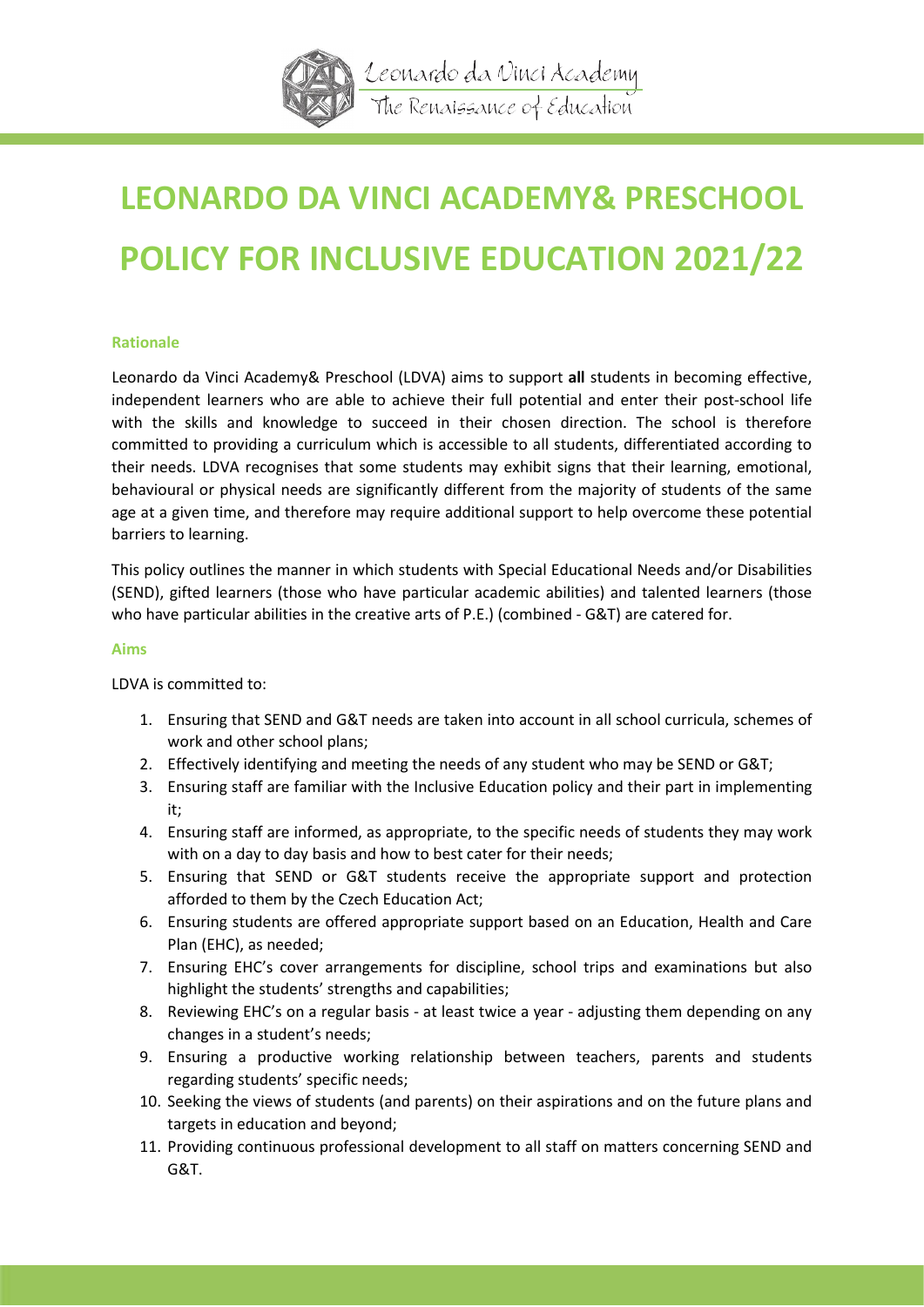# LEONARDO DA VINCI ACADEMY& PRESCHOOL POLICY FOR INCLUSIVE EDUCATION 2021/22

### Rationale

Leonardo da Vinci Academy& Preschool (LDVA) aims to support **all** students in becoming effective, independent learners who are able to achieve their full potential and enter their post-school life with the skills and knowledge to succeed in their chosen direction. The school is therefore committed to providing a curriculum which is accessible to all students, differentiated according to their needs. LDVA recognises that some students may exhibit signs that their learning, emotional, behavioural or physical needs are significantly different from the majority of students of the same age at a given time, and therefore may require additional support to help overcome these potential barriers to learning.

This policy outlines the manner in which students with Special Educational Needs and/or Disabilities (SEND), gifted learners (those who have particular academic abilities) and talented learners (those who have particular abilities in the creative arts of P.E.) (combined - G&T) are catered for.

### Aims

LDVA is committed to:

1. Ensuring that SEND and G&T needs are taken into account in all school curricula, schemes of work and other school plans;
2. Effectively identifying and meeting the needs of any student who may be SEND or G&T;
3. Ensuring staff are familiar with the Inclusive Education policy and their part in implementing it;
4. Ensuring staff are informed, as appropriate, to the specific needs of students they may work with on a day to day basis and how to best cater for their needs;
5. Ensuring that SEND or G&T students receive the appropriate support and protection afforded to them by the Czech Education Act;
6. Ensuring students are offered appropriate support based on an Education, Health and Care Plan (EHC), as needed;
7. Ensuring EHC's cover arrangements for discipline, school trips and examinations but also highlight the students' strengths and capabilities;
8. Reviewing EHC's on a regular basis - at least twice a year - adjusting them depending on any changes in a student's needs;
9. Ensuring a productive working relationship between teachers, parents and students regarding students' specific needs;
10. Seeking the views of students (and parents) on their aspirations and on the future plans and targets in education and beyond;
11. Providing continuous professional development to all staff on matters concerning SEND and G&T.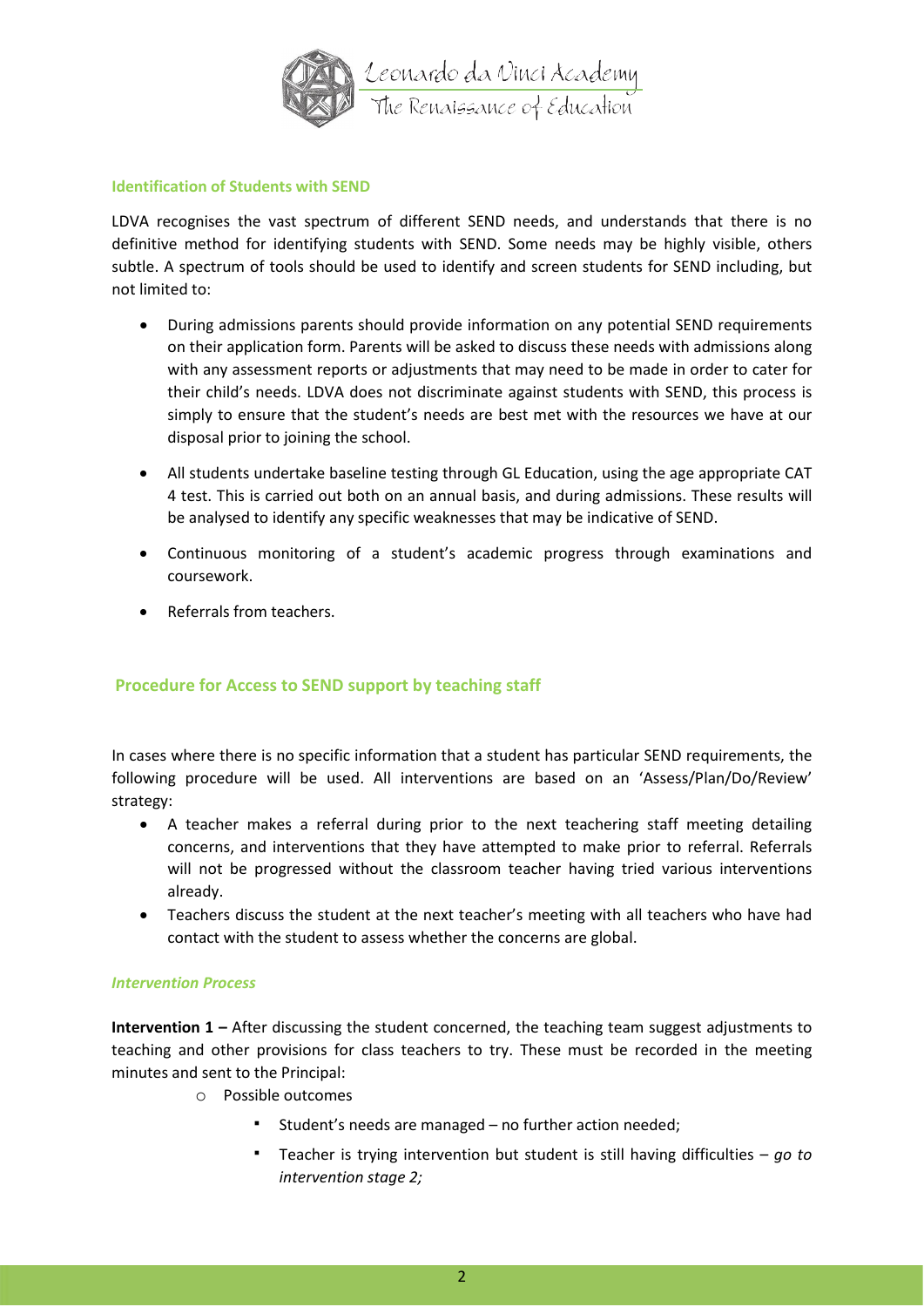## Identification of Students with SEND

LDVA recognises the vast spectrum of different SEND needs, and understands that there is no definitive method for identifying students with SEND. Some needs may be highly visible, others subtle. A spectrum of tools should be used to identify and screen students for SEND including, but not limited to:

- During admissions parents should provide information on any potential SEND requirements on their application form. Parents will be asked to discuss these needs with admissions along with any assessment reports or adjustments that may need to be made in order to cater for their child's needs. LDVA does not discriminate against students with SEND, this process is simply to ensure that the student's needs are best met with the resources we have at our disposal prior to joining the school.
- All students undertake baseline testing through GL Education, using the age appropriate CAT 4 test. This is carried out both on an annual basis, and during admissions. These results will be analysed to identify any specific weaknesses that may be indicative of SEND.
- Continuous monitoring of a student's academic progress through examinations and coursework.
- Referrals from teachers.

## Procedure for Access to SEND support by teaching staff

In cases where there is no specific information that a student has particular SEND requirements, the following procedure will be used. All interventions are based on an 'Assess/Plan/Do/Review' strategy:

- A teacher makes a referral during prior to the next teachering staff meeting detailing concerns, and interventions that they have attempted to make prior to referral. Referrals will not be progressed without the classroom teacher having tried various interventions already.
- Teachers discuss the student at the next teacher's meeting with all teachers who have had contact with the student to assess whether the concerns are global.

### *Intervention Process*

**Intervention 1 –** After discussing the student concerned, the teaching team suggest adjustments to teaching and other provisions for class teachers to try. These must be recorded in the meeting minutes and sent to the Principal:

- Possible outcomes
  - Student's needs are managed – no further action needed;
  - Teacher is trying intervention but student is still having difficulties – *go to intervention stage 2;*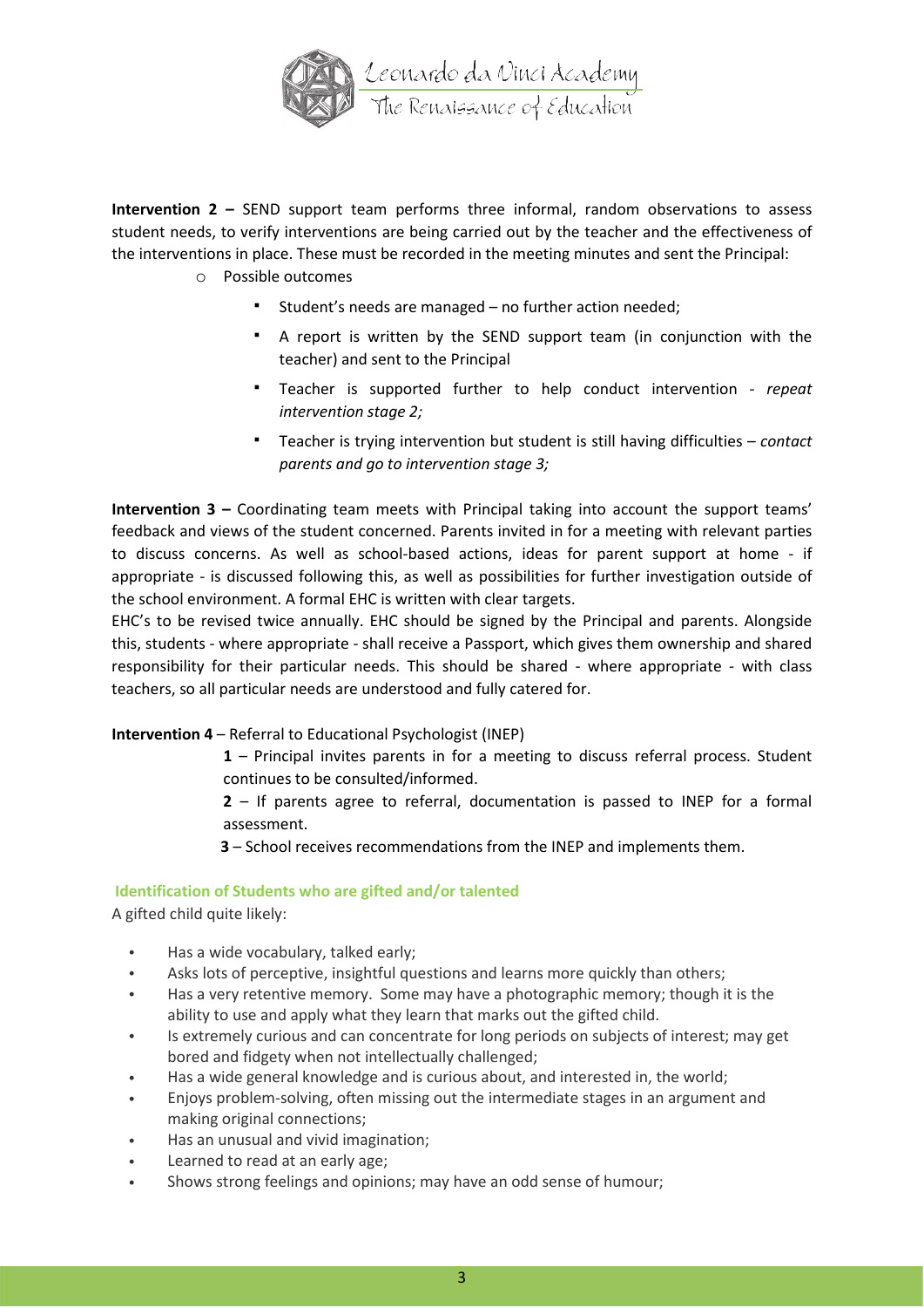**Intervention 2 –** SEND support team performs three informal, random observations to assess student needs, to verify interventions are being carried out by the teacher and the effectiveness of the interventions in place. These must be recorded in the meeting minutes and sent the Principal:

- Possible outcomes
  - Student's needs are managed – no further action needed;
  - A report is written by the SEND support team (in conjunction with the teacher) and sent to the Principal
  - Teacher is supported further to help conduct intervention - *repeat intervention stage 2;*
  - Teacher is trying intervention but student is still having difficulties – *contact parents and go to intervention stage 3;*

**Intervention 3 –** Coordinating team meets with Principal taking into account the support teams' feedback and views of the student concerned. Parents invited in for a meeting with relevant parties to discuss concerns. As well as school-based actions, ideas for parent support at home - if appropriate - is discussed following this, as well as possibilities for further investigation outside of the school environment. A formal EHC is written with clear targets.

EHC's to be revised twice annually. EHC should be signed by the Principal and parents. Alongside this, students - where appropriate - shall receive a Passport, which gives them ownership and shared responsibility for their particular needs. This should be shared - where appropriate - with class teachers, so all particular needs are understood and fully catered for.

**Intervention 4** – Referral to Educational Psychologist (INEP)

**1** – Principal invites parents in for a meeting to discuss referral process. Student continues to be consulted/informed.

**2** – If parents agree to referral, documentation is passed to INEP for a formal assessment.

**3** – School receives recommendations from the INEP and implements them.

### Identification of Students who are gifted and/or talented

A gifted child quite likely:

- Has a wide vocabulary, talked early;
- Asks lots of perceptive, insightful questions and learns more quickly than others;
- Has a very retentive memory. Some may have a photographic memory; though it is the ability to use and apply what they learn that marks out the gifted child.
- Is extremely curious and can concentrate for long periods on subjects of interest; may get bored and fidgety when not intellectually challenged;
- Has a wide general knowledge and is curious about, and interested in, the world;
- Enjoys problem-solving, often missing out the intermediate stages in an argument and making original connections;
- Has an unusual and vivid imagination;
- Learned to read at an early age;
- Shows strong feelings and opinions; may have an odd sense of humour;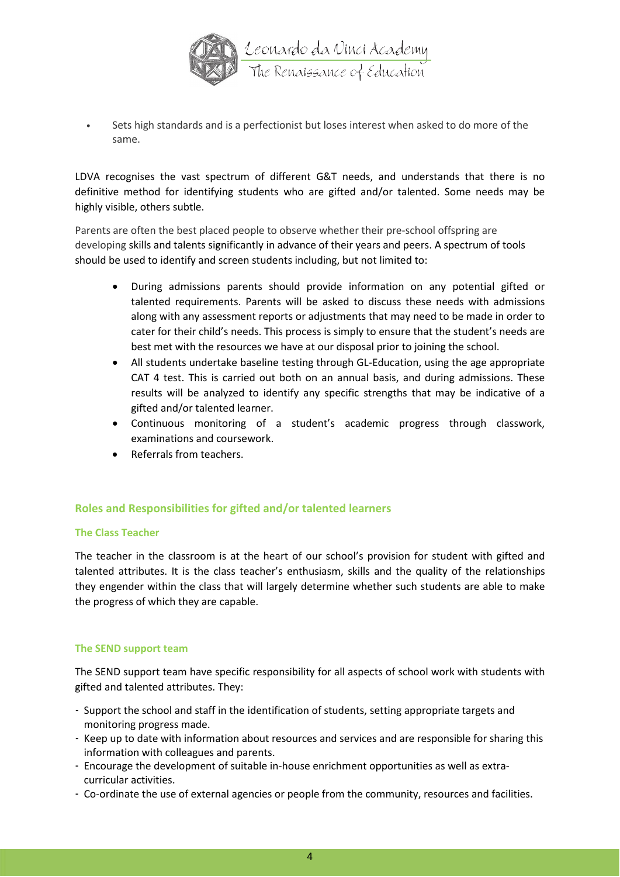- Sets high standards and is a perfectionist but loses interest when asked to do more of the same.

LDVA recognises the vast spectrum of different G&T needs, and understands that there is no definitive method for identifying students who are gifted and/or talented. Some needs may be highly visible, others subtle.

Parents are often the best placed people to observe whether their pre-school offspring are developing skills and talents significantly in advance of their years and peers. A spectrum of tools should be used to identify and screen students including, but not limited to:

- During admissions parents should provide information on any potential gifted or talented requirements. Parents will be asked to discuss these needs with admissions along with any assessment reports or adjustments that may need to be made in order to cater for their child's needs. This process is simply to ensure that the student's needs are best met with the resources we have at our disposal prior to joining the school.
- All students undertake baseline testing through GL-Education, using the age appropriate CAT 4 test. This is carried out both on an annual basis, and during admissions. These results will be analyzed to identify any specific strengths that may be indicative of a gifted and/or talented learner.
- Continuous monitoring of a student's academic progress through classwork, examinations and coursework.
- Referrals from teachers.

## Roles and Responsibilities for gifted and/or talented learners

### The Class Teacher

The teacher in the classroom is at the heart of our school's provision for student with gifted and talented attributes. It is the class teacher's enthusiasm, skills and the quality of the relationships they engender within the class that will largely determine whether such students are able to make the progress of which they are capable.

### The SEND support team

The SEND support team have specific responsibility for all aspects of school work with students with gifted and talented attributes. They:

- Support the school and staff in the identification of students, setting appropriate targets and monitoring progress made.
- Keep up to date with information about resources and services and are responsible for sharing this information with colleagues and parents.
- Encourage the development of suitable in-house enrichment opportunities as well as extra-curricular activities.
- Co-ordinate the use of external agencies or people from the community, resources and facilities.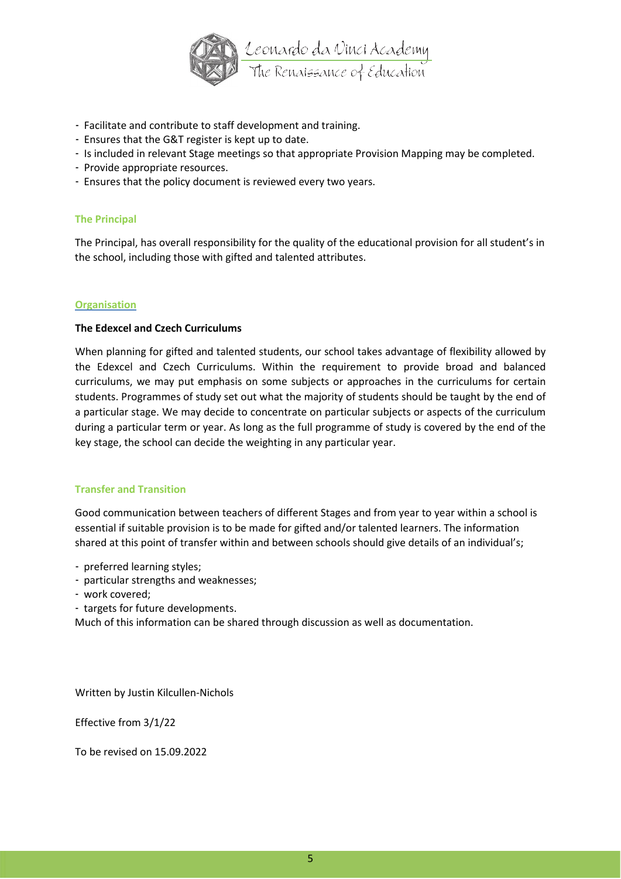- Facilitate and contribute to staff development and training.
- Ensures that the G&T register is kept up to date.
- Is included in relevant Stage meetings so that appropriate Provision Mapping may be completed.
- Provide appropriate resources.
- Ensures that the policy document is reviewed every two years.

### The Principal

The Principal, has overall responsibility for the quality of the educational provision for all student's in the school, including those with gifted and talented attributes.

## Organisation

**The Edexcel and Czech Curriculums**

When planning for gifted and talented students, our school takes advantage of flexibility allowed by the Edexcel and Czech Curriculums. Within the requirement to provide broad and balanced curriculums, we may put emphasis on some subjects or approaches in the curriculums for certain students. Programmes of study set out what the majority of students should be taught by the end of a particular stage. We may decide to concentrate on particular subjects or aspects of the curriculum during a particular term or year. As long as the full programme of study is covered by the end of the key stage, the school can decide the weighting in any particular year.

### Transfer and Transition

Good communication between teachers of different Stages and from year to year within a school is essential if suitable provision is to be made for gifted and/or talented learners. The information shared at this point of transfer within and between schools should give details of an individual's;

- preferred learning styles;
- particular strengths and weaknesses;
- work covered;
- targets for future developments.

Much of this information can be shared through discussion as well as documentation.

Written by Justin Kilcullen-Nichols

Effective from 3/1/22

To be revised on 15.09.2022